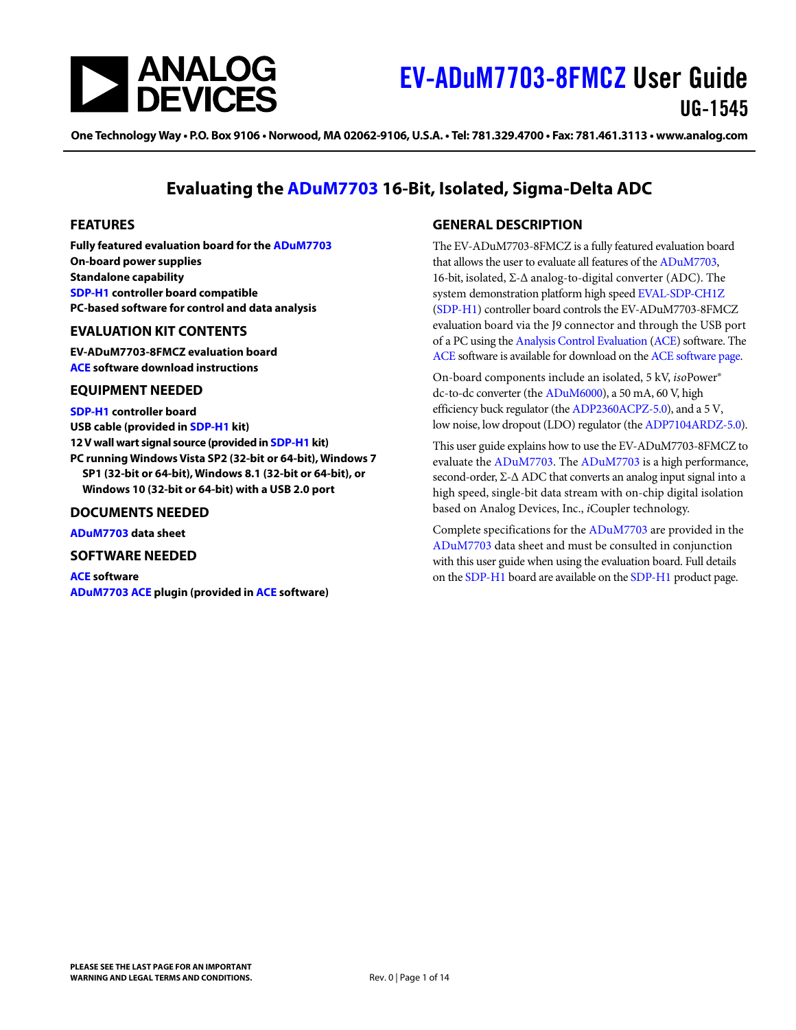# EV-ADuM7703-8FMCZ User Guide

## UG-1545

One Technology Way • P.O. Box 9106 • Norwood, MA 02062-9106, U.S.A. • Tel: 781.329.4700 • Fax: 781.461.3113 • www.analog.com

## Evaluating the ADuM7703 16-Bit, Isolated, Sigma-Delta ADC

### FEATURES

**Fully featured evaluation board for the ADuM7703**
**On-board power supplies**
**Standalone capability**
**SDP-H1 controller board compatible**
**PC-based software for control and data analysis**

### EVALUATION KIT CONTENTS

**EV-ADuM7703-8FMCZ evaluation board**
**ACE software download instructions**

### EQUIPMENT NEEDED

**SDP-H1 controller board**
**USB cable (provided in SDP-H1 kit)**
**12 V wall wart signal source (provided in SDP-H1 kit)**
**PC running Windows Vista SP2 (32-bit or 64-bit), Windows 7 SP1 (32-bit or 64-bit), Windows 8.1 (32-bit or 64-bit), or Windows 10 (32-bit or 64-bit) with a USB 2.0 port**

### DOCUMENTS NEEDED

**ADuM7703 data sheet**

### SOFTWARE NEEDED

**ACE software**
**ADuM7703 ACE plugin (provided in ACE software)**

### GENERAL DESCRIPTION

The EV-ADuM7703-8FMCZ is a fully featured evaluation board that allows the user to evaluate all features of the ADuM7703, 16-bit, isolated, Σ-Δ analog-to-digital converter (ADC). The system demonstration platform high speed EVAL-SDP-CH1Z (SDP-H1) controller board controls the EV-ADuM7703-8FMCZ evaluation board via the J9 connector and through the USB port of a PC using the Analysis Control Evaluation (ACE) software. The ACE software is available for download on the ACE software page.

On-board components include an isolated, 5 kV, *iso*Power® dc-to-dc converter (the ADuM6000), a 50 mA, 60 V, high efficiency buck regulator (the ADP2360ACPZ-5.0), and a 5 V, low noise, low dropout (LDO) regulator (the ADP7104ARDZ-5.0).

This user guide explains how to use the EV-ADuM7703-8FMCZ to evaluate the ADuM7703. The ADuM7703 is a high performance, second-order, Σ-Δ ADC that converts an analog input signal into a high speed, single-bit data stream with on-chip digital isolation based on Analog Devices, Inc., *i*Coupler technology.

Complete specifications for the ADuM7703 are provided in the ADuM7703 data sheet and must be consulted in conjunction with this user guide when using the evaluation board. Full details on the SDP-H1 board are available on the SDP-H1 product page.

PLEASE SEE THE LAST PAGE FOR AN IMPORTANT WARNING AND LEGAL TERMS AND CONDITIONS.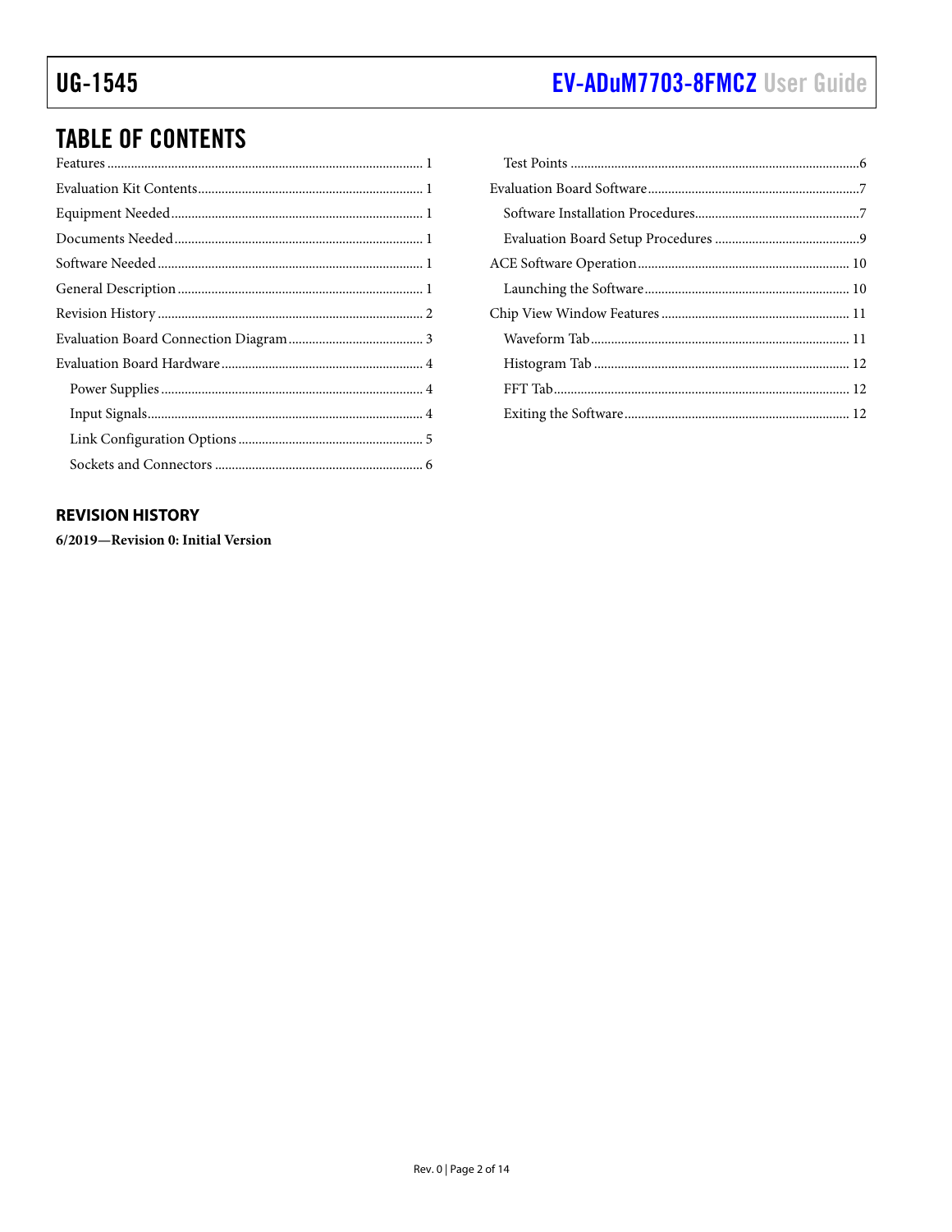## TABLE OF CONTENTS

- Features ... 1
- Evaluation Kit Contents ... 1
- Equipment Needed ... 1
- Documents Needed ... 1
- Software Needed ... 1
- General Description ... 1
- Revision History ... 2
- Evaluation Board Connection Diagram ... 3
- Evaluation Board Hardware ... 4
  - Power Supplies ... 4
  - Input Signals ... 4
  - Link Configuration Options ... 5
  - Sockets and Connectors ... 6
  - Test Points ... 6
- Evaluation Board Software ... 7
  - Software Installation Procedures ... 7
  - Evaluation Board Setup Procedures ... 9
- ACE Software Operation ... 10
  - Launching the Software ... 10
- Chip View Window Features ... 11
  - Waveform Tab ... 11
  - Histogram Tab ... 12
  - FFT Tab ... 12
  - Exiting the Software ... 12

### REVISION HISTORY

**6/2019—Revision 0: Initial Version**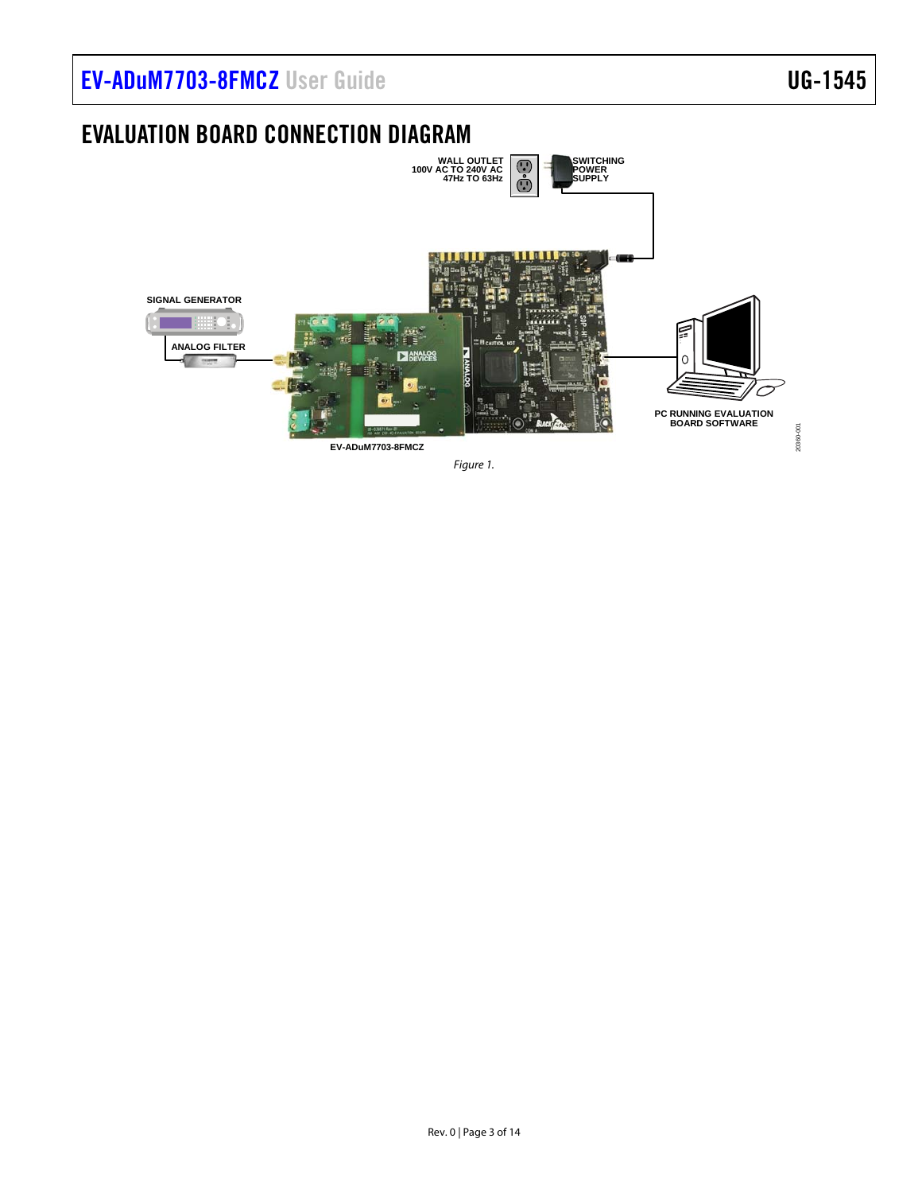# EVALUATION BOARD CONNECTION DIAGRAM

WALL OUTLET
100V AC TO 240V AC
47Hz TO 63Hz

SWITCHING
POWER
SUPPLY

SIGNAL GENERATOR

ANALOG FILTER

PC RUNNING EVALUATION
BOARD SOFTWARE

EV-ADuM7703-8FMCZ

*Figure 1.*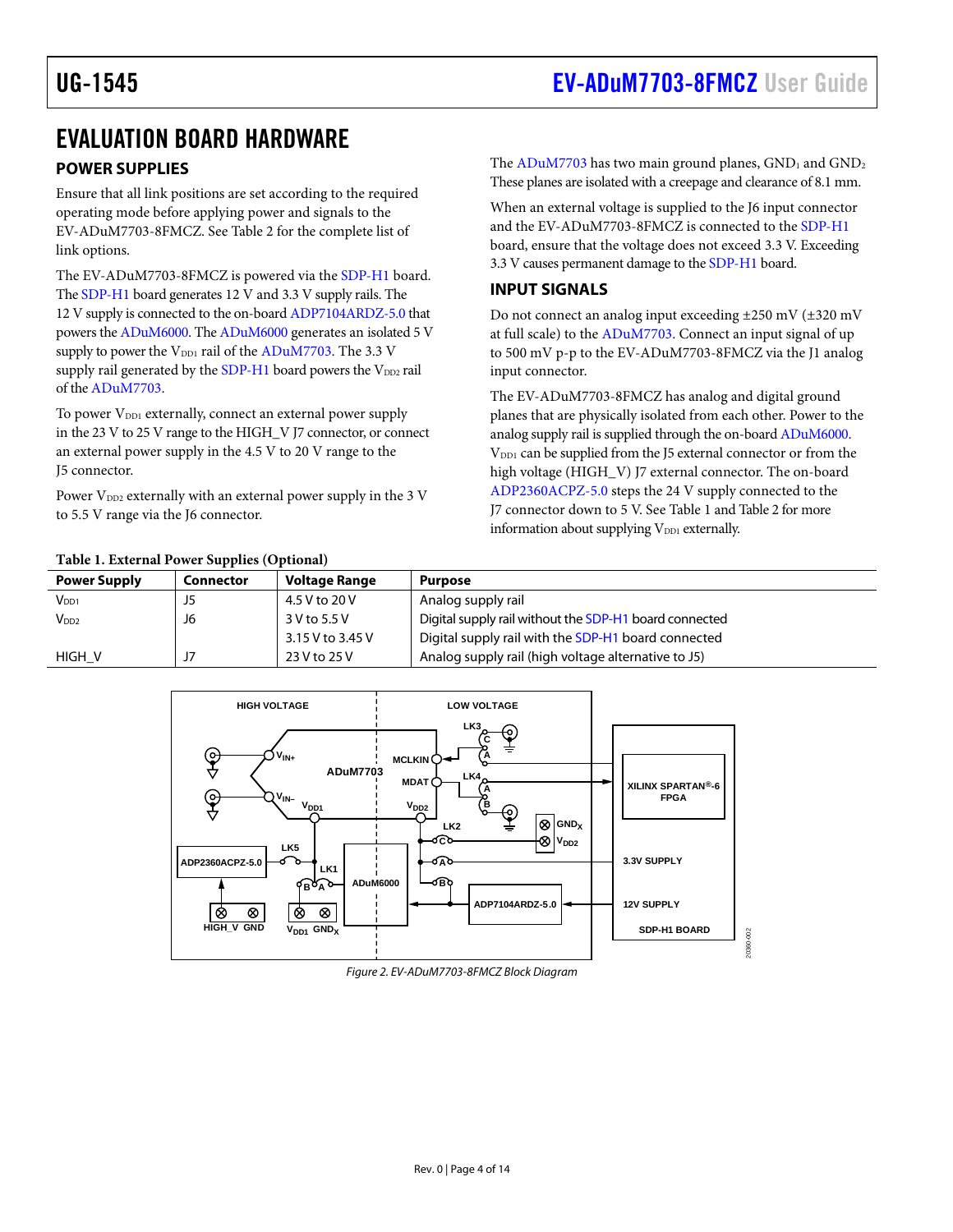# EVALUATION BOARD HARDWARE

## POWER SUPPLIES

Ensure that all link positions are set according to the required operating mode before applying power and signals to the EV-ADuM7703-8FMCZ. See Table 2 for the complete list of link options.

The EV-ADuM7703-8FMCZ is powered via the SDP-H1 board. The SDP-H1 board generates 12 V and 3.3 V supply rails. The 12 V supply is connected to the on-board ADP7104ARDZ-5.0 that powers the ADuM6000. The ADuM6000 generates an isolated 5 V supply to power the $V_{DD1}$ rail of the ADuM7703. The 3.3 V supply rail generated by the SDP-H1 board powers the $V_{DD2}$ rail of the ADuM7703.

To power $V_{DD1}$ externally, connect an external power supply in the 23 V to 25 V range to the HIGH_V J7 connector, or connect an external power supply in the 4.5 V to 20 V range to the J5 connector.

Power $V_{DD2}$ externally with an external power supply in the 3 V to 5.5 V range via the J6 connector.

The ADuM7703 has two main ground planes, $GND_1$ and $GND_2$. These planes are isolated with a creepage and clearance of 8.1 mm.

When an external voltage is supplied to the J6 input connector and the EV-ADuM7703-8FMCZ is connected to the SDP-H1 board, ensure that the voltage does not exceed 3.3 V. Exceeding 3.3 V causes permanent damage to the SDP-H1 board.

## INPUT SIGNALS

Do not connect an analog input exceeding ±250 mV (±320 mV at full scale) to the ADuM7703. Connect an input signal of up to 500 mV p-p to the EV-ADuM7703-8FMCZ via the J1 analog input connector.

The EV-ADuM7703-8FMCZ has analog and digital ground planes that are physically isolated from each other. Power to the analog supply rail is supplied through the on-board ADuM6000. $V_{DD1}$ can be supplied from the J5 external connector or from the high voltage (HIGH_V) J7 external connector. The on-board ADP2360ACPZ-5.0 steps the 24 V supply connected to the J7 connector down to 5 V. See Table 1 and Table 2 for more information about supplying $V_{DD1}$ externally.

**Table 1. External Power Supplies (Optional)**

| Power Supply | Connector | Voltage Range | Purpose |
|---|---|---|---|
| $V_{DD1}$ | J5 | 4.5 V to 20 V | Analog supply rail |
| $V_{DD2}$ | J6 | 3 V to 5.5 V | Digital supply rail without the SDP-H1 board connected |
| | | 3.15 V to 3.45 V | Digital supply rail with the SDP-H1 board connected |
| HIGH_V | J7 | 23 V to 25 V | Analog supply rail (high voltage alternative to J5) |

*Figure 2. EV-ADuM7703-8FMCZ Block Diagram*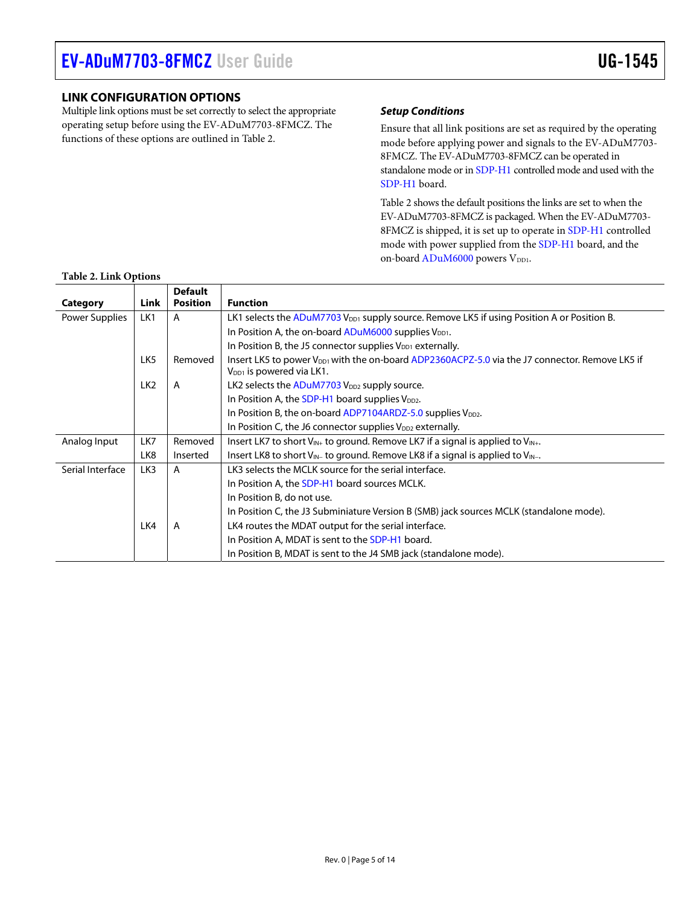## LINK CONFIGURATION OPTIONS

Multiple link options must be set correctly to select the appropriate operating setup before using the EV-ADuM7703-8FMCZ. The functions of these options are outlined in Table 2.

### *Setup Conditions*

Ensure that all link positions are set as required by the operating mode before applying power and signals to the EV-ADuM7703-8FMCZ. The EV-ADuM7703-8FMCZ can be operated in standalone mode or in SDP-H1 controlled mode and used with the SDP-H1 board.

Table 2 shows the default positions the links are set to when the EV-ADuM7703-8FMCZ is packaged. When the EV-ADuM7703-8FMCZ is shipped, it is set up to operate in SDP-H1 controlled mode with power supplied from the SDP-H1 board, and the on-board ADuM6000 powers $V_{DD1}$.

**Table 2. Link Options**

| Category | Link | Default Position | Function |
|---|---|---|---|
| Power Supplies | LK1 | A | LK1 selects the ADuM7703 $V_{DD1}$ supply source. Remove LK5 if using Position A or Position B. |
| | | | In Position A, the on-board ADuM6000 supplies $V_{DD1}$. |
| | | | In Position B, the J5 connector supplies $V_{DD1}$ externally. |
| | LK5 | Removed | Insert LK5 to power $V_{DD1}$ with the on-board ADP2360ACPZ-5.0 via the J7 connector. Remove LK5 if $V_{DD1}$ is powered via LK1. |
| | LK2 | A | LK2 selects the ADuM7703 $V_{DD2}$ supply source. |
| | | | In Position A, the SDP-H1 board supplies $V_{DD2}$. |
| | | | In Position B, the on-board ADP7104ARDZ-5.0 supplies $V_{DD2}$. |
| | | | In Position C, the J6 connector supplies $V_{DD2}$ externally. |
| Analog Input | LK7 | Removed | Insert LK7 to short $V_{IN+}$ to ground. Remove LK7 if a signal is applied to $V_{IN+}$. |
| | LK8 | Inserted | Insert LK8 to short $V_{IN-}$ to ground. Remove LK8 if a signal is applied to $V_{IN-}$. |
| Serial Interface | LK3 | A | LK3 selects the MCLK source for the serial interface. |
| | | | In Position A, the SDP-H1 board sources MCLK. |
| | | | In Position B, do not use. |
| | | | In Position C, the J3 Subminiature Version B (SMB) jack sources MCLK (standalone mode). |
| | LK4 | A | LK4 routes the MDAT output for the serial interface. |
| | | | In Position A, MDAT is sent to the SDP-H1 board. |
| | | | In Position B, MDAT is sent to the J4 SMB jack (standalone mode). |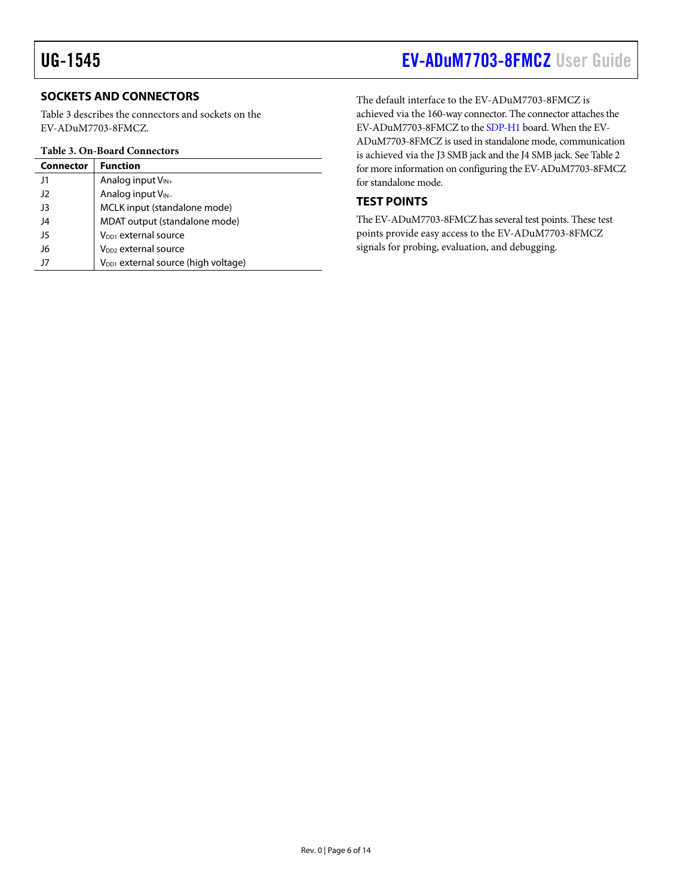## SOCKETS AND CONNECTORS

Table 3 describes the connectors and sockets on the EV-ADuM7703-8FMCZ.

**Table 3. On-Board Connectors**

| Connector | Function |
|---|---|
| J1 | Analog input $V_{IN+}$ |
| J2 | Analog input $V_{IN-}$ |
| J3 | MCLK input (standalone mode) |
| J4 | MDAT output (standalone mode) |
| J5 | $V_{DD1}$ external source |
| J6 | $V_{DD2}$ external source |
| J7 | $V_{DD1}$ external source (high voltage) |

The default interface to the EV-ADuM7703-8FMCZ is achieved via the 160-way connector. The connector attaches the EV-ADuM7703-8FMCZ to the SDP-H1 board. When the EV-ADuM7703-8FMCZ is used in standalone mode, communication is achieved via the J3 SMB jack and the J4 SMB jack. See Table 2 for more information on configuring the EV-ADuM7703-8FMCZ for standalone mode.

## TEST POINTS

The EV-ADuM7703-8FMCZ has several test points. These test points provide easy access to the EV-ADuM7703-8FMCZ signals for probing, evaluation, and debugging.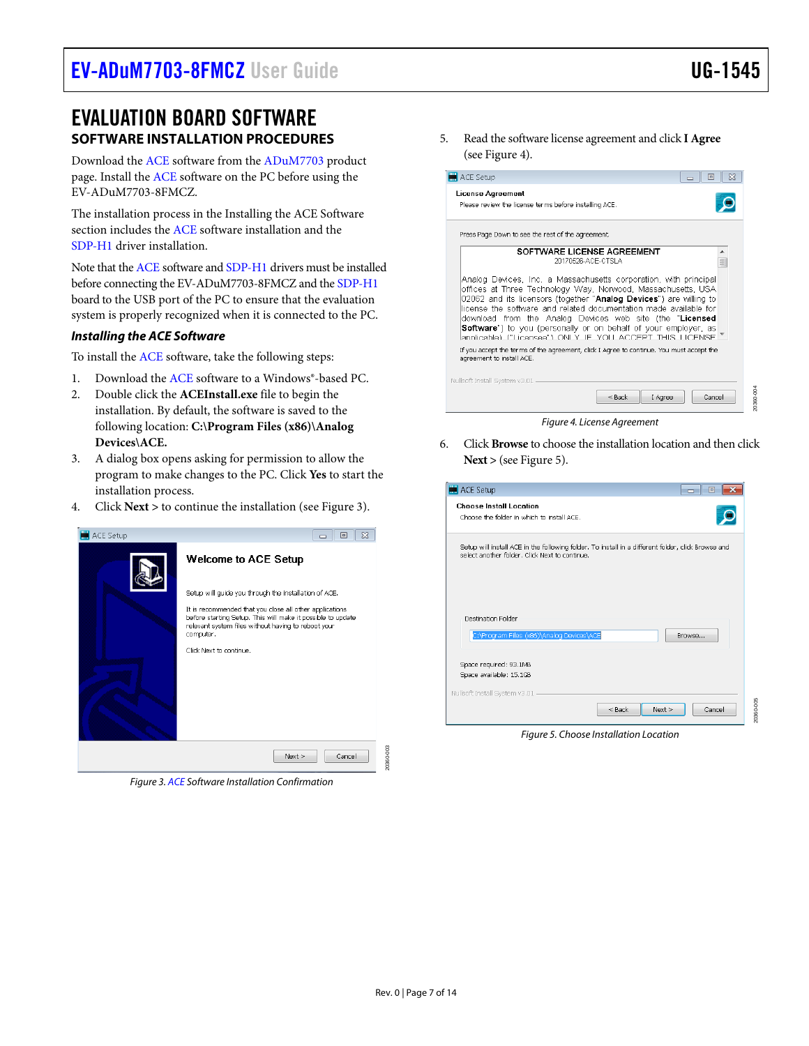# EVALUATION BOARD SOFTWARE

## SOFTWARE INSTALLATION PROCEDURES

Download the ACE software from the ADuM7703 product page. Install the ACE software on the PC before using the EV-ADuM7703-8FMCZ.

The installation process in the Installing the ACE Software section includes the ACE software installation and the SDP-H1 driver installation.

Note that the ACE software and SDP-H1 drivers must be installed before connecting the EV-ADuM7703-8FMCZ and the SDP-H1 board to the USB port of the PC to ensure that the evaluation system is properly recognized when it is connected to the PC.

### *Installing the ACE Software*

To install the ACE software, take the following steps:

1. Download the ACE software to a Windows®-based PC.
2. Double click the **ACEInstall.exe** file to begin the installation. By default, the software is saved to the following location: **C:\Program Files (x86)\Analog Devices\ACE.**
3. A dialog box opens asking for permission to allow the program to make changes to the PC. Click **Yes** to start the installation process.
4. Click **Next >** to continue the installation (see Figure 3).

*Figure 3. ACE Software Installation Confirmation*

5. Read the software license agreement and click **I Agree** (see Figure 4).

*Figure 4. License Agreement*

6. Click **Browse** to choose the installation location and then click **Next >** (see Figure 5).

*Figure 5. Choose Installation Location*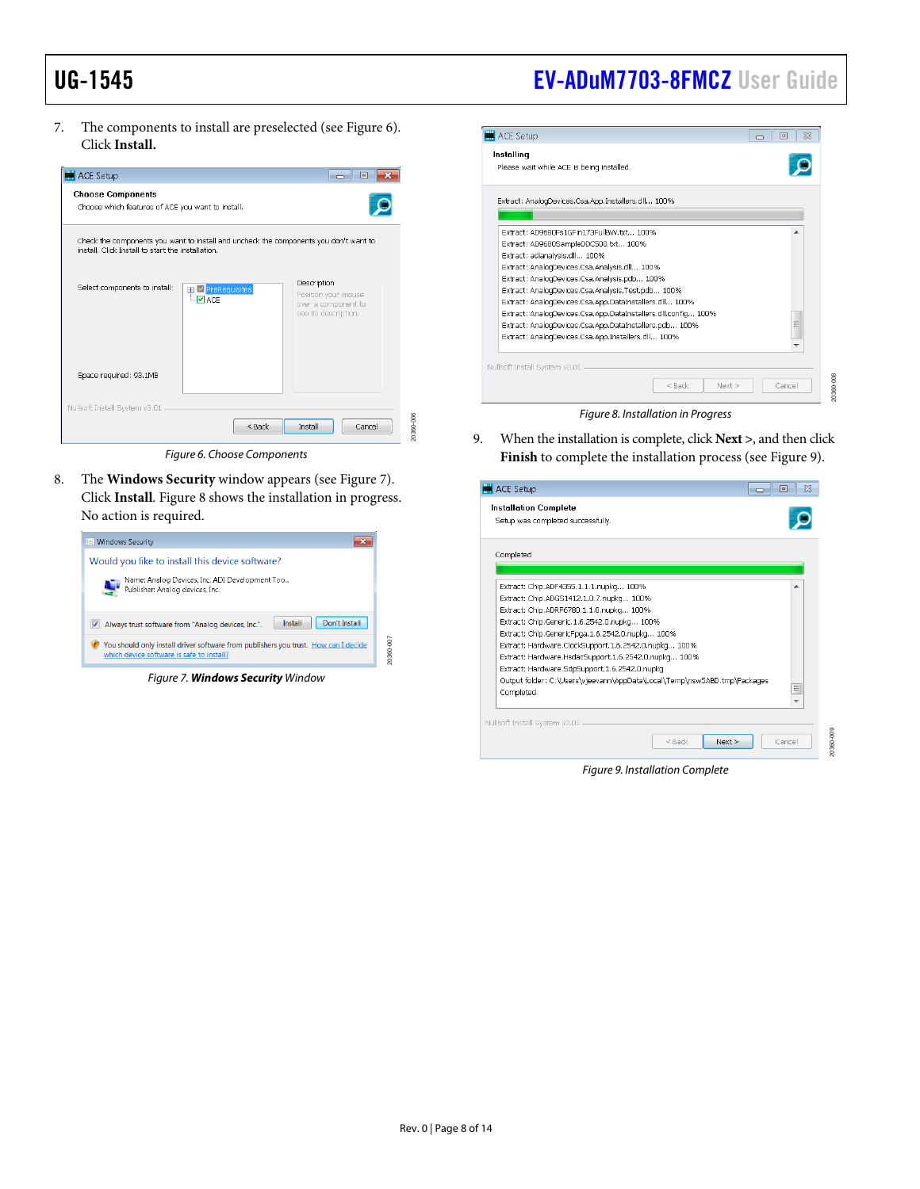7. The components to install are preselected (see Figure 6). Click **Install.**

*Figure 6. Choose Components*

8. The **Windows Security** window appears (see Figure 7). Click **Install**. Figure 8 shows the installation in progress. No action is required.

*Figure 7. **Windows Security** Window*

*Figure 8. Installation in Progress*

9. When the installation is complete, click **Next** >, and then click **Finish** to complete the installation process (see Figure 9).

*Figure 9. Installation Complete*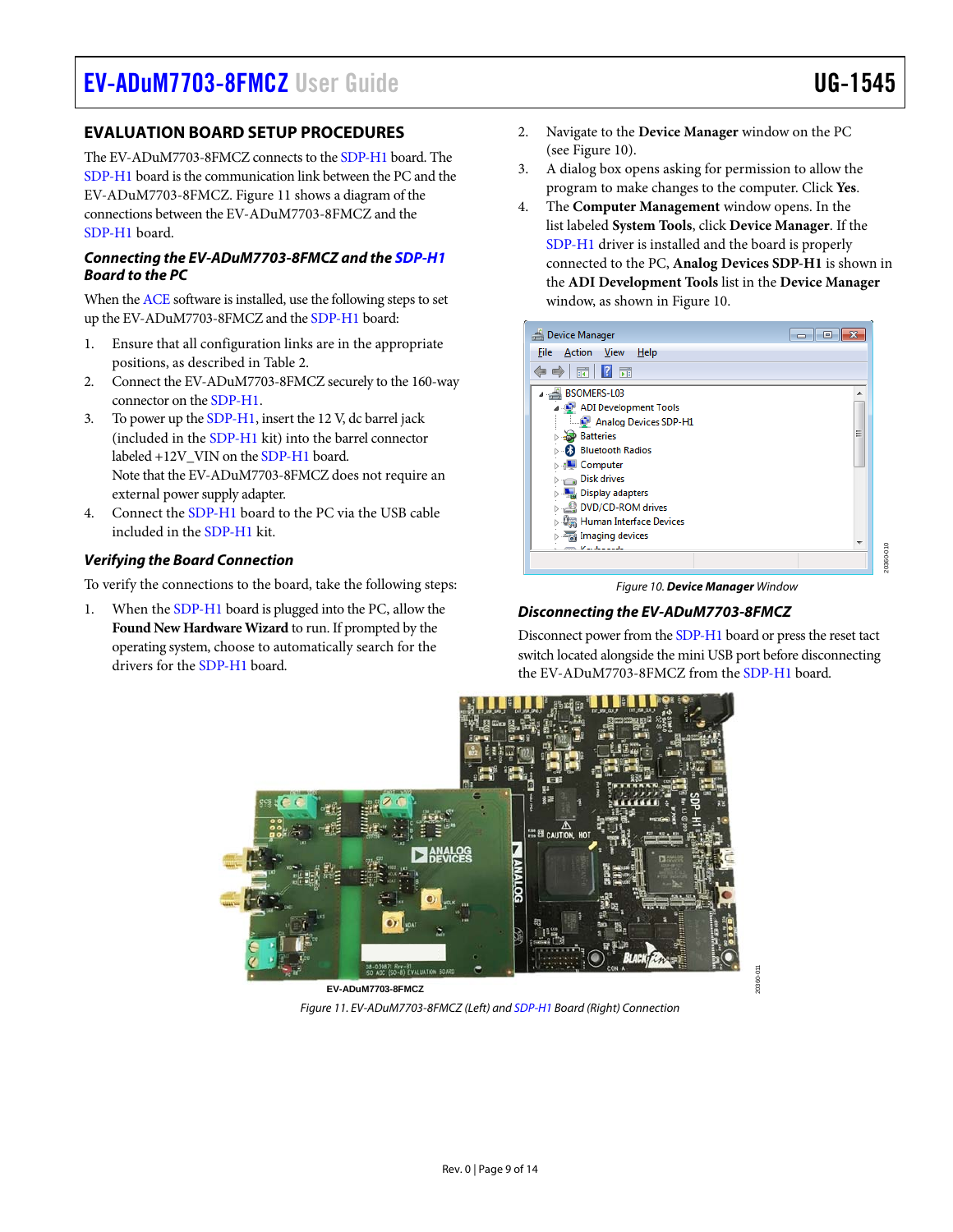## EVALUATION BOARD SETUP PROCEDURES

The EV-ADuM7703-8FMCZ connects to the SDP-H1 board. The SDP-H1 board is the communication link between the PC and the EV-ADuM7703-8FMCZ. Figure 11 shows a diagram of the connections between the EV-ADuM7703-8FMCZ and the SDP-H1 board.

### *Connecting the EV-ADuM7703-8FMCZ and the SDP-H1 Board to the PC*

When the ACE software is installed, use the following steps to set up the EV-ADuM7703-8FMCZ and the SDP-H1 board:

1. Ensure that all configuration links are in the appropriate positions, as described in Table 2.
2. Connect the EV-ADuM7703-8FMCZ securely to the 160-way connector on the SDP-H1.
3. To power up the SDP-H1, insert the 12 V, dc barrel jack (included in the SDP-H1 kit) into the barrel connector labeled +12V_VIN on the SDP-H1 board.
   Note that the EV-ADuM7703-8FMCZ does not require an external power supply adapter.
4. Connect the SDP-H1 board to the PC via the USB cable included in the SDP-H1 kit.

### *Verifying the Board Connection*

To verify the connections to the board, take the following steps:

1. When the SDP-H1 board is plugged into the PC, allow the **Found New Hardware Wizard** to run. If prompted by the operating system, choose to automatically search for the drivers for the SDP-H1 board.
2. Navigate to the **Device Manager** window on the PC (see Figure 10).
3. A dialog box opens asking for permission to allow the program to make changes to the computer. Click **Yes**.
4. The **Computer Management** window opens. In the list labeled **System Tools**, click **Device Manager**. If the SDP-H1 driver is installed and the board is properly connected to the PC, **Analog Devices SDP-H1** is shown in the **ADI Development Tools** list in the **Device Manager** window, as shown in Figure 10.

*Figure 10. **Device Manager** Window*

### *Disconnecting the EV-ADuM7703-8FMCZ*

Disconnect power from the SDP-H1 board or press the reset tact switch located alongside the mini USB port before disconnecting the EV-ADuM7703-8FMCZ from the SDP-H1 board.

*Figure 11. EV-ADuM7703-8FMCZ (Left) and SDP-H1 Board (Right) Connection*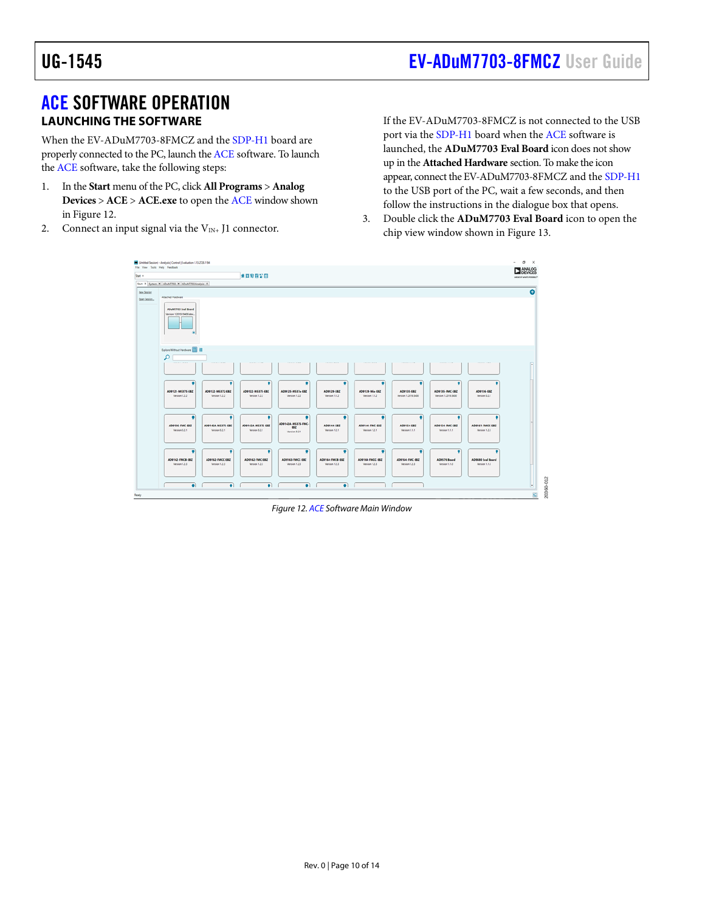# ACE SOFTWARE OPERATION

## LAUNCHING THE SOFTWARE

When the EV-ADuM7703-8FMCZ and the SDP-H1 board are properly connected to the PC, launch the ACE software. To launch the ACE software, take the following steps:

1. In the **Start** menu of the PC, click **All Programs** > **Analog Devices** > **ACE** > **ACE.exe** to open the ACE window shown in Figure 12.
2. Connect an input signal via the $V_{IN+}$ J1 connector.

   If the EV-ADuM7703-8FMCZ is not connected to the USB port via the SDP-H1 board when the ACE software is launched, the **ADuM7703 Eval Board** icon does not show up in the **Attached Hardware** section. To make the icon appear, connect the EV-ADuM7703-8FMCZ and the SDP-H1 to the USB port of the PC, wait a few seconds, and then follow the instructions in the dialogue box that opens.
3. Double click the **ADuM7703 Eval Board** icon to open the chip view window shown in Figure 13.

*Figure 12. ACE Software Main Window*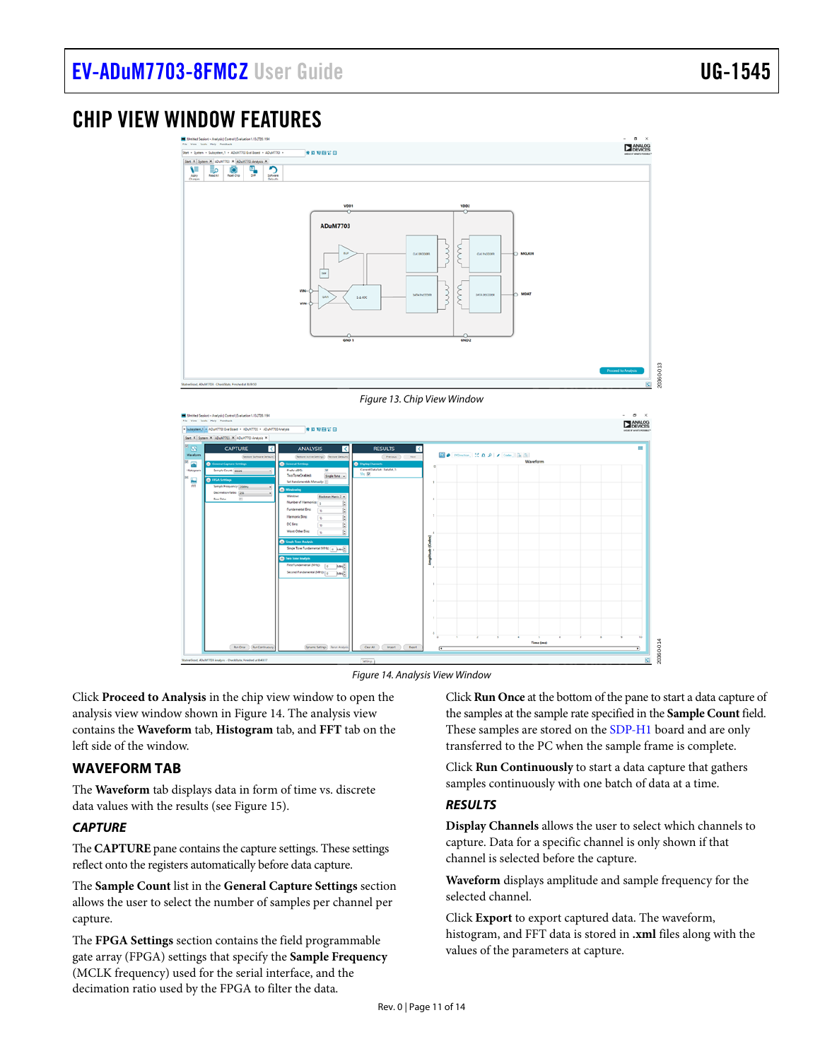## CHIP VIEW WINDOW FEATURES

Figure 13. Chip View Window

Figure 14. Analysis View Window

Click **Proceed to Analysis** in the chip view window to open the analysis view window shown in Figure 14. The analysis view contains the **Waveform** tab, **Histogram** tab, and **FFT** tab on the left side of the window.

### WAVEFORM TAB

The **Waveform** tab displays data in form of time vs. discrete data values with the results (see Figure 15).

#### *CAPTURE*

The **CAPTURE** pane contains the capture settings. These settings reflect onto the registers automatically before data capture.

The **Sample Count** list in the **General Capture Settings** section allows the user to select the number of samples per channel per capture.

The **FPGA Settings** section contains the field programmable gate array (FPGA) settings that specify the **Sample Frequency** (MCLK frequency) used for the serial interface, and the decimation ratio used by the FPGA to filter the data.

Click **Run Once** at the bottom of the pane to start a data capture of the samples at the sample rate specified in the **Sample Count** field. These samples are stored on the SDP-H1 board and are only transferred to the PC when the sample frame is complete.

Click **Run Continuously** to start a data capture that gathers samples continuously with one batch of data at a time.

#### *RESULTS*

**Display Channels** allows the user to select which channels to capture. Data for a specific channel is only shown if that channel is selected before the capture.

**Waveform** displays amplitude and sample frequency for the selected channel.

Click **Export** to export captured data. The waveform, histogram, and FFT data is stored in **.xml** files along with the values of the parameters at capture.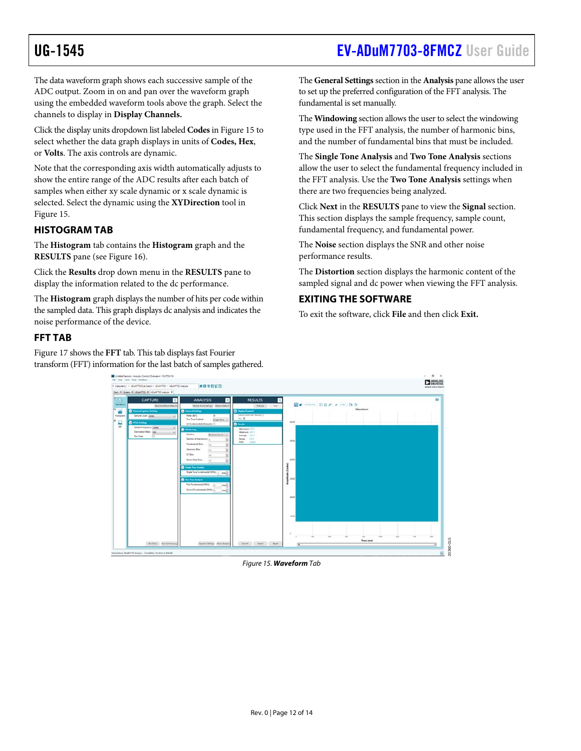The data waveform graph shows each successive sample of the ADC output. Zoom in on and pan over the waveform graph using the embedded waveform tools above the graph. Select the channels to display in **Display Channels.**

Click the display units dropdown list labeled **Codes** in Figure 15 to select whether the data graph displays in units of **Codes, Hex**, or **Volts**. The axis controls are dynamic.

Note that the corresponding axis width automatically adjusts to show the entire range of the ADC results after each batch of samples when either xy scale dynamic or x scale dynamic is selected. Select the dynamic using the **XYDirection** tool in Figure 15.

## HISTOGRAM TAB

The **Histogram** tab contains the **Histogram** graph and the **RESULTS** pane (see Figure 16).

Click the **Results** drop down menu in the **RESULTS** pane to display the information related to the dc performance.

The **Histogram** graph displays the number of hits per code within the sampled data. This graph displays dc analysis and indicates the noise performance of the device.

## FFT TAB

Figure 17 shows the **FFT** tab. This tab displays fast Fourier transform (FFT) information for the last batch of samples gathered.

The **General Settings** section in the **Analysis** pane allows the user to set up the preferred configuration of the FFT analysis. The fundamental is set manually.

The **Windowing** section allows the user to select the windowing type used in the FFT analysis, the number of harmonic bins, and the number of fundamental bins that must be included.

The **Single Tone Analysis** and **Two Tone Analysis** sections allow the user to select the fundamental frequency included in the FFT analysis. Use the **Two Tone Analysis** settings when there are two frequencies being analyzed.

Click **Next** in the **RESULTS** pane to view the **Signal** section. This section displays the sample frequency, sample count, fundamental frequency, and fundamental power.

The **Noise** section displays the SNR and other noise performance results.

The **Distortion** section displays the harmonic content of the sampled signal and dc power when viewing the FFT analysis.

## EXITING THE SOFTWARE

To exit the software, click **File** and then click **Exit.**

*Figure 15. **Waveform** Tab*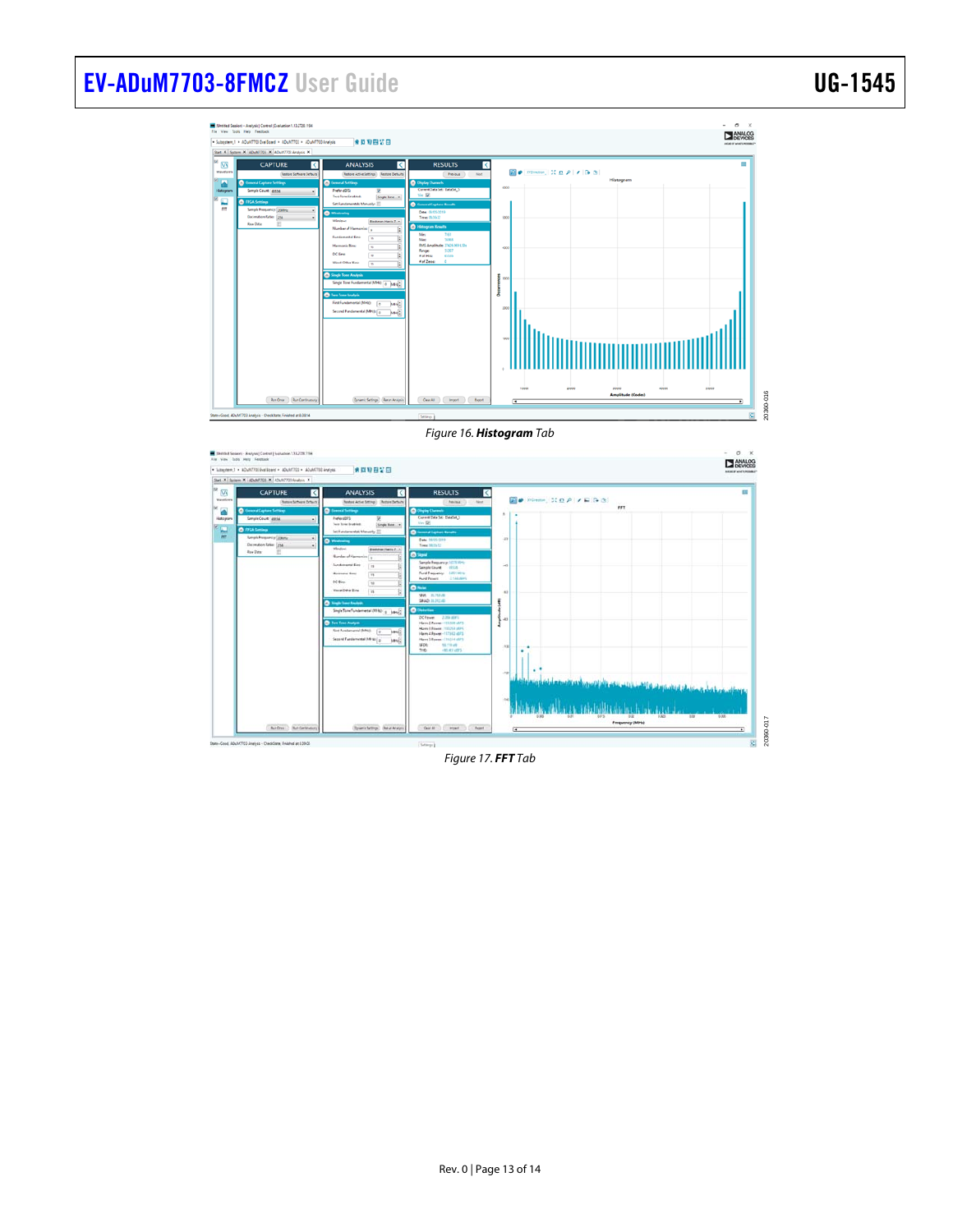Figure 16. ***Histogram*** Tab

Figure 17. ***FFT*** Tab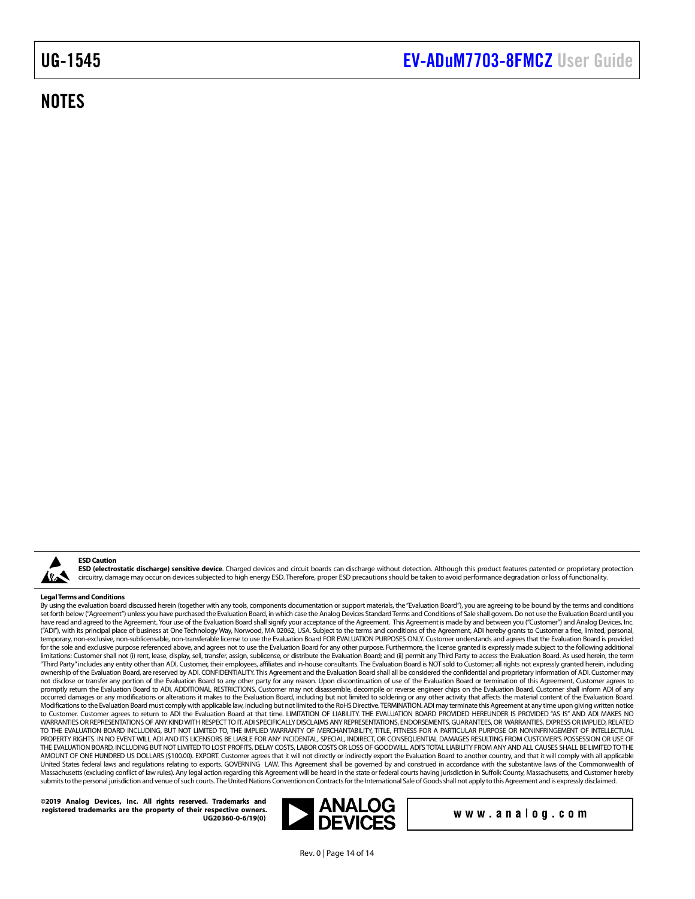# NOTES

**ESD Caution**

**ESD (electrostatic discharge) sensitive device**. Charged devices and circuit boards can discharge without detection. Although this product features patented or proprietary protection circuitry, damage may occur on devices subjected to high energy ESD. Therefore, proper ESD precautions should be taken to avoid performance degradation or loss of functionality.

**Legal Terms and Conditions**

By using the evaluation board discussed herein (together with any tools, components documentation or support materials, the "Evaluation Board"), you are agreeing to be bound by the terms and conditions set forth below ("Agreement") unless you have purchased the Evaluation Board, in which case the Analog Devices Standard Terms and Conditions of Sale shall govern. Do not use the Evaluation Board until you have read and agreed to the Agreement. Your use of the Evaluation Board shall signify your acceptance of the Agreement. This Agreement is made by and between you ("Customer") and Analog Devices, Inc. ("ADI"), with its principal place of business at One Technology Way, Norwood, MA 02062, USA. Subject to the terms and conditions of the Agreement, ADI hereby grants to Customer a free, limited, personal, temporary, non-exclusive, non-sublicensable, non-transferable license to use the Evaluation Board FOR EVALUATION PURPOSES ONLY. Customer understands and agrees that the Evaluation Board is provided for the sole and exclusive purpose referenced above, and agrees not to use the Evaluation Board for any other purpose. Furthermore, the license granted is expressly made subject to the following additional limitations: Customer shall not (i) rent, lease, display, sell, transfer, assign, sublicense, or distribute the Evaluation Board; and (ii) permit any Third Party to access the Evaluation Board. As used herein, the term "Third Party" includes any entity other than ADI, Customer, their employees, affiliates and in-house consultants. The Evaluation Board is NOT sold to Customer; all rights not expressly granted herein, including ownership of the Evaluation Board, are reserved by ADI. CONFIDENTIALITY. This Agreement and the Evaluation Board shall all be considered the confidential and proprietary information of ADI. Customer may not disclose or transfer any portion of the Evaluation Board to any other party for any reason. Upon discontinuation of use of the Evaluation Board or termination of this Agreement, Customer agrees to promptly return the Evaluation Board to ADI. ADDITIONAL RESTRICTIONS. Customer may not disassemble, decompile or reverse engineer chips on the Evaluation Board. Customer shall inform ADI of any occurred damages or any modifications or alterations it makes to the Evaluation Board, including but not limited to soldering or any other activity that affects the material content of the Evaluation Board. Modifications to the Evaluation Board must comply with applicable law, including but not limited to the RoHS Directive. TERMINATION. ADI may terminate this Agreement at any time upon giving written notice to Customer. Customer agrees to return to ADI the Evaluation Board at that time. LIMITATION OF LIABILITY. THE EVALUATION BOARD PROVIDED HEREUNDER IS PROVIDED "AS IS" AND ADI MAKES NO WARRANTIES OR REPRESENTATIONS OF ANY KIND WITH RESPECT TO IT. ADI SPECIFICALLY DISCLAIMS ANY REPRESENTATIONS, ENDORSEMENTS, GUARANTEES, OR WARRANTIES, EXPRESS OR IMPLIED, RELATED TO THE EVALUATION BOARD INCLUDING, BUT NOT LIMITED TO, THE IMPLIED WARRANTY OF MERCHANTABILITY, TITLE, FITNESS FOR A PARTICULAR PURPOSE OR NONINFRINGEMENT OF INTELLECTUAL PROPERTY RIGHTS. IN NO EVENT WILL ADI AND ITS LICENSORS BE LIABLE FOR ANY INCIDENTAL, SPECIAL, INDIRECT, OR CONSEQUENTIAL DAMAGES RESULTING FROM CUSTOMER'S POSSESSION OR USE OF THE EVALUATION BOARD, INCLUDING BUT NOT LIMITED TO LOST PROFITS, DELAY COSTS, LABOR COSTS OR LOSS OF GOODWILL. ADI'S TOTAL LIABILITY FROM ANY AND ALL CAUSES SHALL BE LIMITED TO THE AMOUNT OF ONE HUNDRED US DOLLARS ($100.00). EXPORT. Customer agrees that it will not directly or indirectly export the Evaluation Board to another country, and that it will comply with all applicable United States federal laws and regulations relating to exports. GOVERNING LAW. This Agreement shall be governed by and construed in accordance with the substantive laws of the Commonwealth of Massachusetts (excluding conflict of law rules). Any legal action regarding this Agreement will be heard in the state or federal courts having jurisdiction in Suffolk County, Massachusetts, and Customer hereby submits to the personal jurisdiction and venue of such courts. The United Nations Convention on Contracts for the International Sale of Goods shall not apply to this Agreement and is expressly disclaimed.

**©2019 Analog Devices, Inc. All rights reserved. Trademarks and registered trademarks are the property of their respective owners. UG20360-0-6/19(0)**

www.analog.com